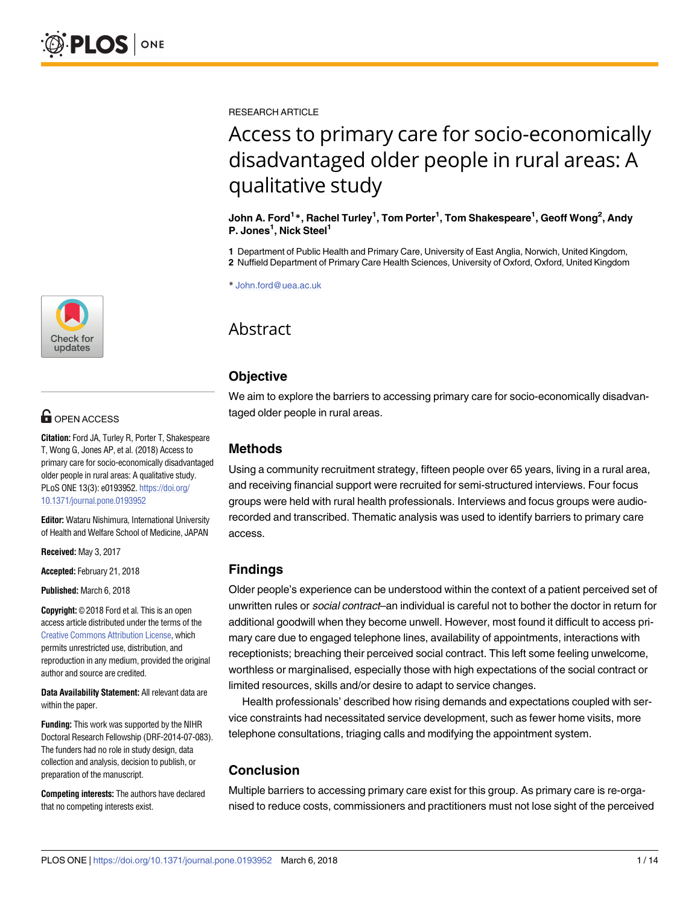RESEARCH ARTICLE

# Access to primary care for socio-economically disadvantaged older people in rural areas: A qualitative study

**John A. Ford[1]*, Rachel Turley[1], Tom Porter[1], Tom Shakespeare[1], Geoff Wong[2], Andy P. Jones[1], Nick Steel[1]**

**1** Department of Public Health and Primary Care, University of East Anglia, Norwich, United Kingdom,
**2** Nuffield Department of Primary Care Health Sciences, University of Oxford, Oxford, United Kingdom

* John.ford@uea.ac.uk

OPEN ACCESS

**Citation:** Ford JA, Turley R, Porter T, Shakespeare T, Wong G, Jones AP, et al. (2018) Access to primary care for socio-economically disadvantaged older people in rural areas: A qualitative study. PLoS ONE 13(3): e0193952. https://doi.org/10.1371/journal.pone.0193952

**Editor:** Wataru Nishimura, International University of Health and Welfare School of Medicine, JAPAN

**Received:** May 3, 2017

**Accepted:** February 21, 2018

**Published:** March 6, 2018

**Copyright:** © 2018 Ford et al. This is an open access article distributed under the terms of the Creative Commons Attribution License, which permits unrestricted use, distribution, and reproduction in any medium, provided the original author and source are credited.

**Data Availability Statement:** All relevant data are within the paper.

**Funding:** This work was supported by the NIHR Doctoral Research Fellowship (DRF-2014-07-083). The funders had no role in study design, data collection and analysis, decision to publish, or preparation of the manuscript.

**Competing interests:** The authors have declared that no competing interests exist.

## Abstract

### Objective

We aim to explore the barriers to accessing primary care for socio-economically disadvantaged older people in rural areas.

### Methods

Using a community recruitment strategy, fifteen people over 65 years, living in a rural area, and receiving financial support were recruited for semi-structured interviews. Four focus groups were held with rural health professionals. Interviews and focus groups were audio-recorded and transcribed. Thematic analysis was used to identify barriers to primary care access.

### Findings

Older people's experience can be understood within the context of a patient perceived set of unwritten rules or *social contract*–an individual is careful not to bother the doctor in return for additional goodwill when they become unwell. However, most found it difficult to access primary care due to engaged telephone lines, availability of appointments, interactions with receptionists; breaching their perceived social contract. This left some feeling unwelcome, worthless or marginalised, especially those with high expectations of the social contract or limited resources, skills and/or desire to adapt to service changes.

Health professionals' described how rising demands and expectations coupled with service constraints had necessitated service development, such as fewer home visits, more telephone consultations, triaging calls and modifying the appointment system.

### Conclusion

Multiple barriers to accessing primary care exist for this group. As primary care is re-organised to reduce costs, commissioners and practitioners must not lose sight of the perceived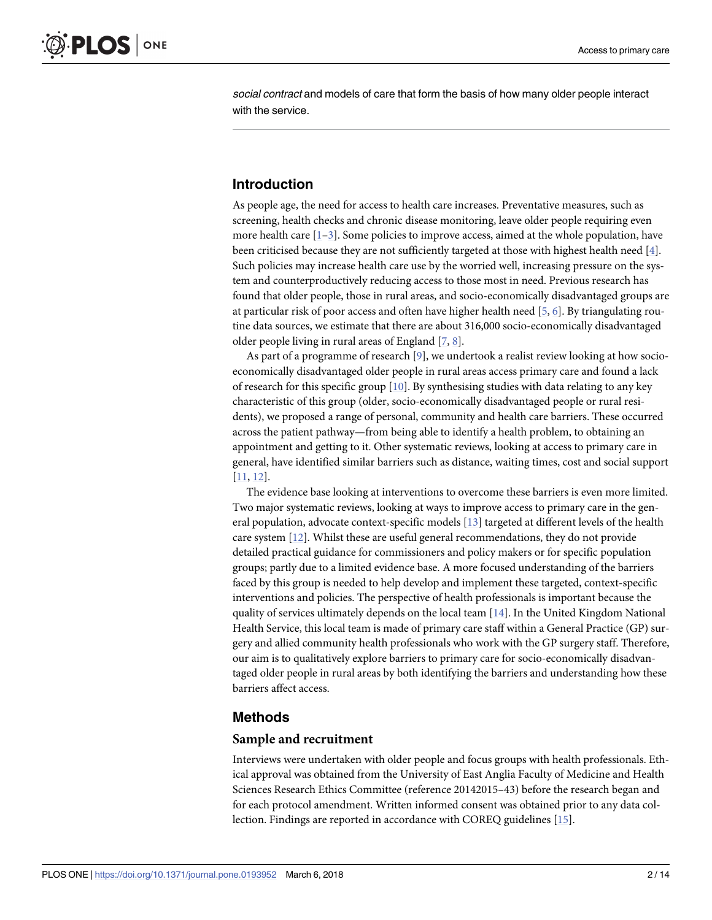*social contract* and models of care that form the basis of how many older people interact with the service.

## Introduction

As people age, the need for access to health care increases. Preventative measures, such as screening, health checks and chronic disease monitoring, leave older people requiring even more health care [1–3]. Some policies to improve access, aimed at the whole population, have been criticised because they are not sufficiently targeted at those with highest health need [4]. Such policies may increase health care use by the worried well, increasing pressure on the system and counterproductively reducing access to those most in need. Previous research has found that older people, those in rural areas, and socio-economically disadvantaged groups are at particular risk of poor access and often have higher health need [5, 6]. By triangulating routine data sources, we estimate that there are about 316,000 socio-economically disadvantaged older people living in rural areas of England [7, 8].

As part of a programme of research [9], we undertook a realist review looking at how socio-economically disadvantaged older people in rural areas access primary care and found a lack of research for this specific group [10]. By synthesising studies with data relating to any key characteristic of this group (older, socio-economically disadvantaged people or rural residents), we proposed a range of personal, community and health care barriers. These occurred across the patient pathway—from being able to identify a health problem, to obtaining an appointment and getting to it. Other systematic reviews, looking at access to primary care in general, have identified similar barriers such as distance, waiting times, cost and social support [11, 12].

The evidence base looking at interventions to overcome these barriers is even more limited. Two major systematic reviews, looking at ways to improve access to primary care in the general population, advocate context-specific models [13] targeted at different levels of the health care system [12]. Whilst these are useful general recommendations, they do not provide detailed practical guidance for commissioners and policy makers or for specific population groups; partly due to a limited evidence base. A more focused understanding of the barriers faced by this group is needed to help develop and implement these targeted, context-specific interventions and policies. The perspective of health professionals is important because the quality of services ultimately depends on the local team [14]. In the United Kingdom National Health Service, this local team is made of primary care staff within a General Practice (GP) surgery and allied community health professionals who work with the GP surgery staff. Therefore, our aim is to qualitatively explore barriers to primary care for socio-economically disadvantaged older people in rural areas by both identifying the barriers and understanding how these barriers affect access.

## Methods

### Sample and recruitment

Interviews were undertaken with older people and focus groups with health professionals. Ethical approval was obtained from the University of East Anglia Faculty of Medicine and Health Sciences Research Ethics Committee (reference 20142015–43) before the research began and for each protocol amendment. Written informed consent was obtained prior to any data collection. Findings are reported in accordance with COREQ guidelines [15].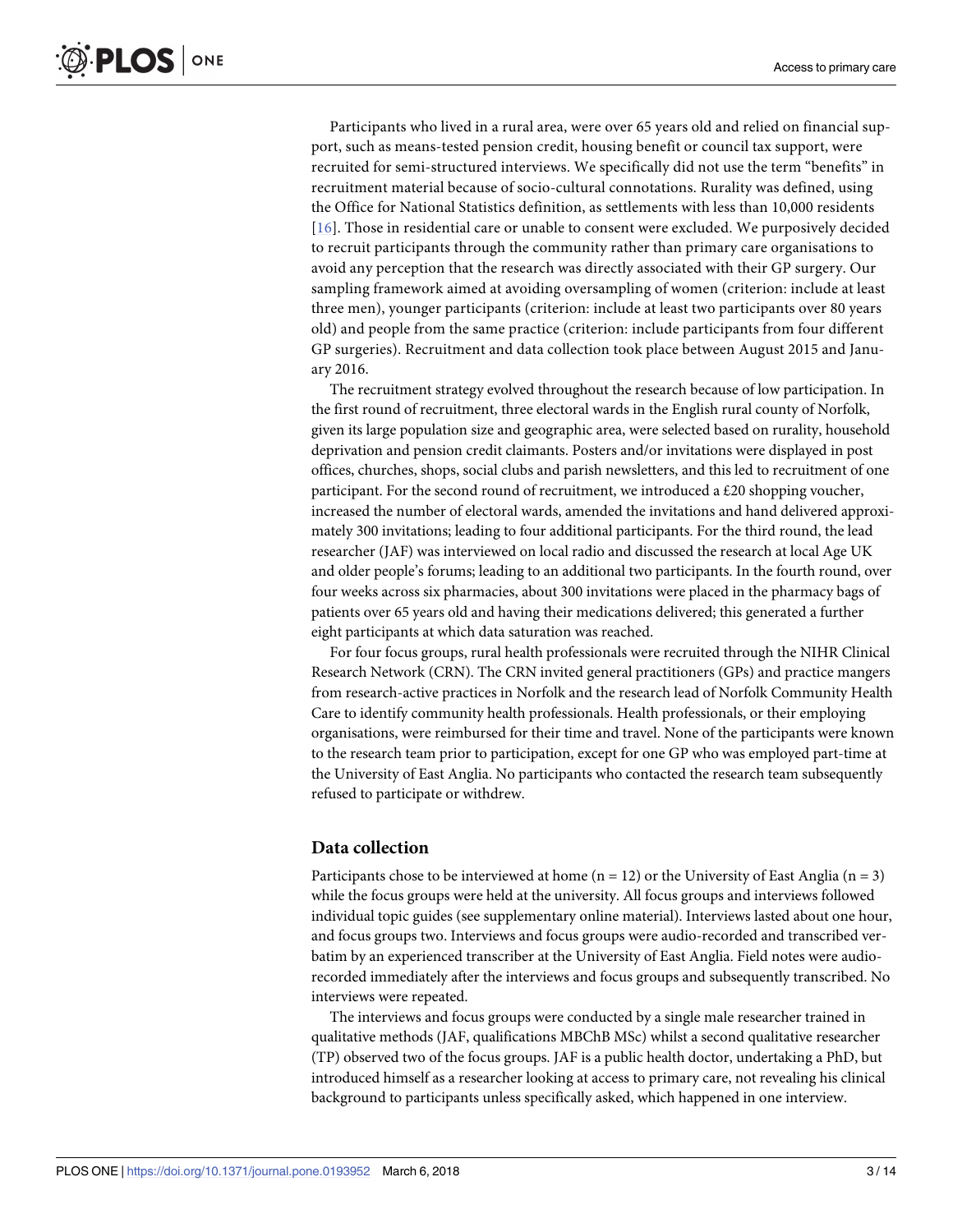Participants who lived in a rural area, were over 65 years old and relied on financial support, such as means-tested pension credit, housing benefit or council tax support, were recruited for semi-structured interviews. We specifically did not use the term "benefits" in recruitment material because of socio-cultural connotations. Rurality was defined, using the Office for National Statistics definition, as settlements with less than 10,000 residents [16]. Those in residential care or unable to consent were excluded. We purposively decided to recruit participants through the community rather than primary care organisations to avoid any perception that the research was directly associated with their GP surgery. Our sampling framework aimed at avoiding oversampling of women (criterion: include at least three men), younger participants (criterion: include at least two participants over 80 years old) and people from the same practice (criterion: include participants from four different GP surgeries). Recruitment and data collection took place between August 2015 and January 2016.

The recruitment strategy evolved throughout the research because of low participation. In the first round of recruitment, three electoral wards in the English rural county of Norfolk, given its large population size and geographic area, were selected based on rurality, household deprivation and pension credit claimants. Posters and/or invitations were displayed in post offices, churches, shops, social clubs and parish newsletters, and this led to recruitment of one participant. For the second round of recruitment, we introduced a £20 shopping voucher, increased the number of electoral wards, amended the invitations and hand delivered approximately 300 invitations; leading to four additional participants. For the third round, the lead researcher (JAF) was interviewed on local radio and discussed the research at local Age UK and older people's forums; leading to an additional two participants. In the fourth round, over four weeks across six pharmacies, about 300 invitations were placed in the pharmacy bags of patients over 65 years old and having their medications delivered; this generated a further eight participants at which data saturation was reached.

For four focus groups, rural health professionals were recruited through the NIHR Clinical Research Network (CRN). The CRN invited general practitioners (GPs) and practice mangers from research-active practices in Norfolk and the research lead of Norfolk Community Health Care to identify community health professionals. Health professionals, or their employing organisations, were reimbursed for their time and travel. None of the participants were known to the research team prior to participation, except for one GP who was employed part-time at the University of East Anglia. No participants who contacted the research team subsequently refused to participate or withdrew.

## Data collection

Participants chose to be interviewed at home (n = 12) or the University of East Anglia (n = 3) while the focus groups were held at the university. All focus groups and interviews followed individual topic guides (see supplementary online material). Interviews lasted about one hour, and focus groups two. Interviews and focus groups were audio-recorded and transcribed verbatim by an experienced transcriber at the University of East Anglia. Field notes were audio-recorded immediately after the interviews and focus groups and subsequently transcribed. No interviews were repeated.

The interviews and focus groups were conducted by a single male researcher trained in qualitative methods (JAF, qualifications MBChB MSc) whilst a second qualitative researcher (TP) observed two of the focus groups. JAF is a public health doctor, undertaking a PhD, but introduced himself as a researcher looking at access to primary care, not revealing his clinical background to participants unless specifically asked, which happened in one interview.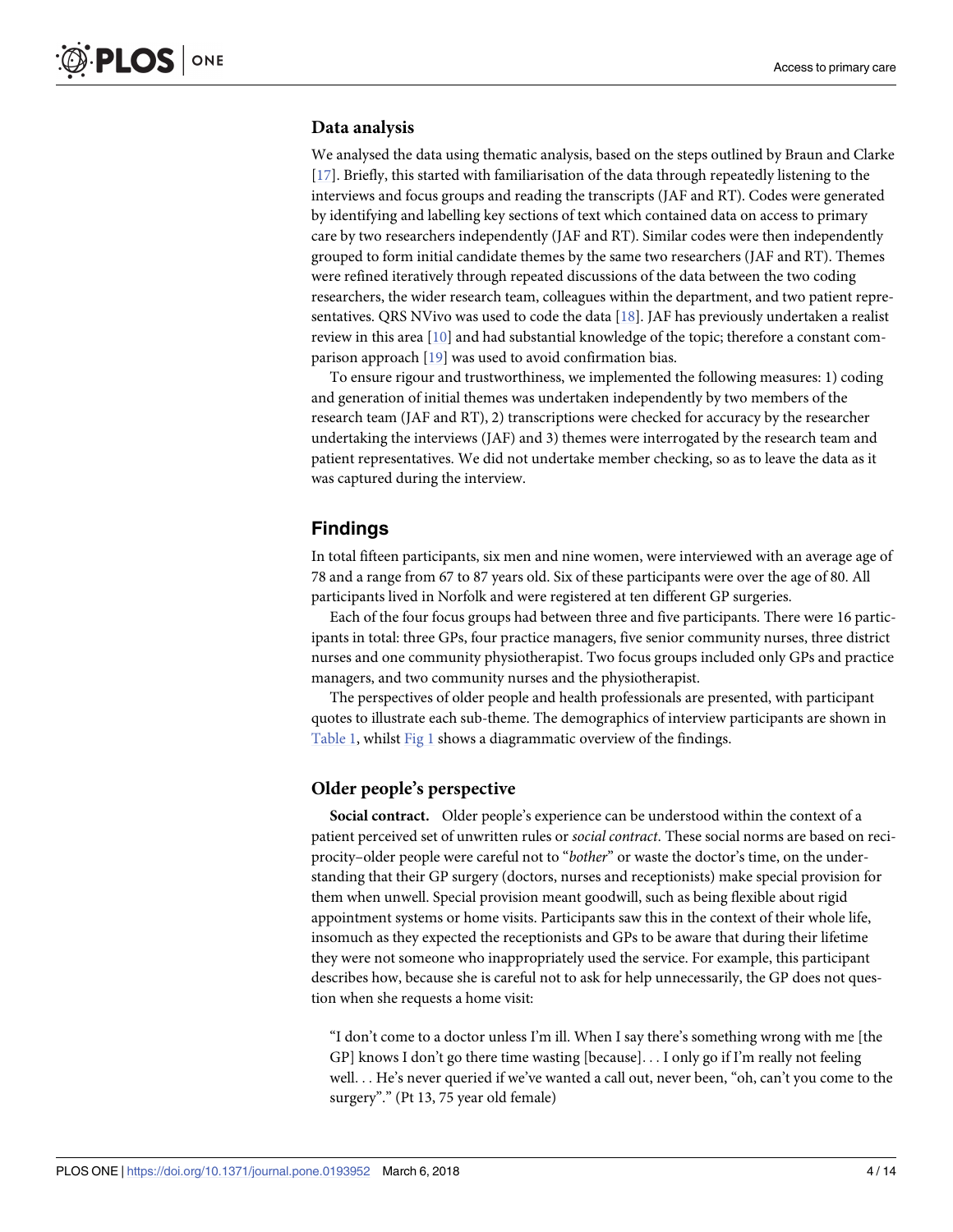### Data analysis

We analysed the data using thematic analysis, based on the steps outlined by Braun and Clarke [17]. Briefly, this started with familiarisation of the data through repeatedly listening to the interviews and focus groups and reading the transcripts (JAF and RT). Codes were generated by identifying and labelling key sections of text which contained data on access to primary care by two researchers independently (JAF and RT). Similar codes were then independently grouped to form initial candidate themes by the same two researchers (JAF and RT). Themes were refined iteratively through repeated discussions of the data between the two coding researchers, the wider research team, colleagues within the department, and two patient representatives. QRS NVivo was used to code the data [18]. JAF has previously undertaken a realist review in this area [10] and had substantial knowledge of the topic; therefore a constant comparison approach [19] was used to avoid confirmation bias.

To ensure rigour and trustworthiness, we implemented the following measures: 1) coding and generation of initial themes was undertaken independently by two members of the research team (JAF and RT), 2) transcriptions were checked for accuracy by the researcher undertaking the interviews (JAF) and 3) themes were interrogated by the research team and patient representatives. We did not undertake member checking, so as to leave the data as it was captured during the interview.

## Findings

In total fifteen participants, six men and nine women, were interviewed with an average age of 78 and a range from 67 to 87 years old. Six of these participants were over the age of 80. All participants lived in Norfolk and were registered at ten different GP surgeries.

Each of the four focus groups had between three and five participants. There were 16 participants in total: three GPs, four practice managers, five senior community nurses, three district nurses and one community physiotherapist. Two focus groups included only GPs and practice managers, and two community nurses and the physiotherapist.

The perspectives of older people and health professionals are presented, with participant quotes to illustrate each sub-theme. The demographics of interview participants are shown in Table 1, whilst Fig 1 shows a diagrammatic overview of the findings.

### Older people's perspective

**Social contract.** Older people's experience can be understood within the context of a patient perceived set of unwritten rules or *social contract*. These social norms are based on reciprocity–older people were careful not to "*bother*" or waste the doctor's time, on the understanding that their GP surgery (doctors, nurses and receptionists) make special provision for them when unwell. Special provision meant goodwill, such as being flexible about rigid appointment systems or home visits. Participants saw this in the context of their whole life, insomuch as they expected the receptionists and GPs to be aware that during their lifetime they were not someone who inappropriately used the service. For example, this participant describes how, because she is careful not to ask for help unnecessarily, the GP does not question when she requests a home visit:

> "I don't come to a doctor unless I'm ill. When I say there's something wrong with me [the GP] knows I don't go there time wasting [because]. . . I only go if I'm really not feeling well. . . He's never queried if we've wanted a call out, never been, "oh, can't you come to the surgery"." (Pt 13, 75 year old female)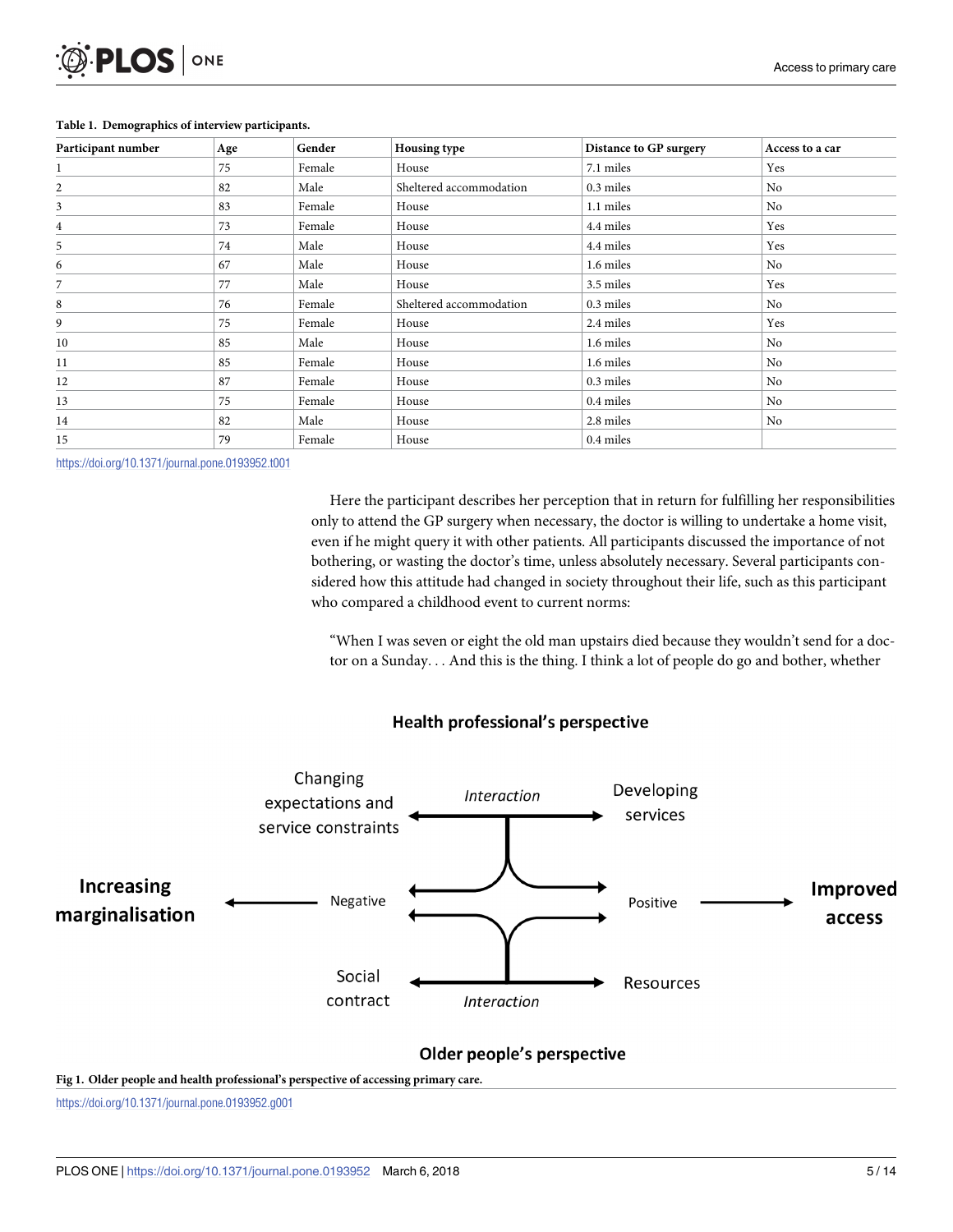**Table 1. Demographics of interview participants.**

| Participant number | Age | Gender | Housing type | Distance to GP surgery | Access to a car |
|---|---|---|---|---|---|
| 1 | 75 | Female | House | 7.1 miles | Yes |
| 2 | 82 | Male | Sheltered accommodation | 0.3 miles | No |
| 3 | 83 | Female | House | 1.1 miles | No |
| 4 | 73 | Female | House | 4.4 miles | Yes |
| 5 | 74 | Male | House | 4.4 miles | Yes |
| 6 | 67 | Male | House | 1.6 miles | No |
| 7 | 77 | Male | House | 3.5 miles | Yes |
| 8 | 76 | Female | Sheltered accommodation | 0.3 miles | No |
| 9 | 75 | Female | House | 2.4 miles | Yes |
| 10 | 85 | Male | House | 1.6 miles | No |
| 11 | 85 | Female | House | 1.6 miles | No |
| 12 | 87 | Female | House | 0.3 miles | No |
| 13 | 75 | Female | House | 0.4 miles | No |
| 14 | 82 | Male | House | 2.8 miles | No |
| 15 | 79 | Female | House | 0.4 miles | |

https://doi.org/10.1371/journal.pone.0193952.t001

Here the participant describes her perception that in return for fulfilling her responsibilities only to attend the GP surgery when necessary, the doctor is willing to undertake a home visit, even if he might query it with other patients. All participants discussed the importance of not bothering, or wasting the doctor's time, unless absolutely necessary. Several participants considered how this attitude had changed in society throughout their life, such as this participant who compared a childhood event to current norms:

> "When I was seven or eight the old man upstairs died because they wouldn't send for a doctor on a Sunday. . . And this is the thing. I think a lot of people do go and bother, whether

Health professional's perspective

Changing expectations and service constraints

Interaction

Developing services

Increasing marginalisation

Negative

Positive

Improved access

Social contract

Interaction

Resources

Older people's perspective

**Fig 1. Older people and health professional's perspective of accessing primary care.**

https://doi.org/10.1371/journal.pone.0193952.g001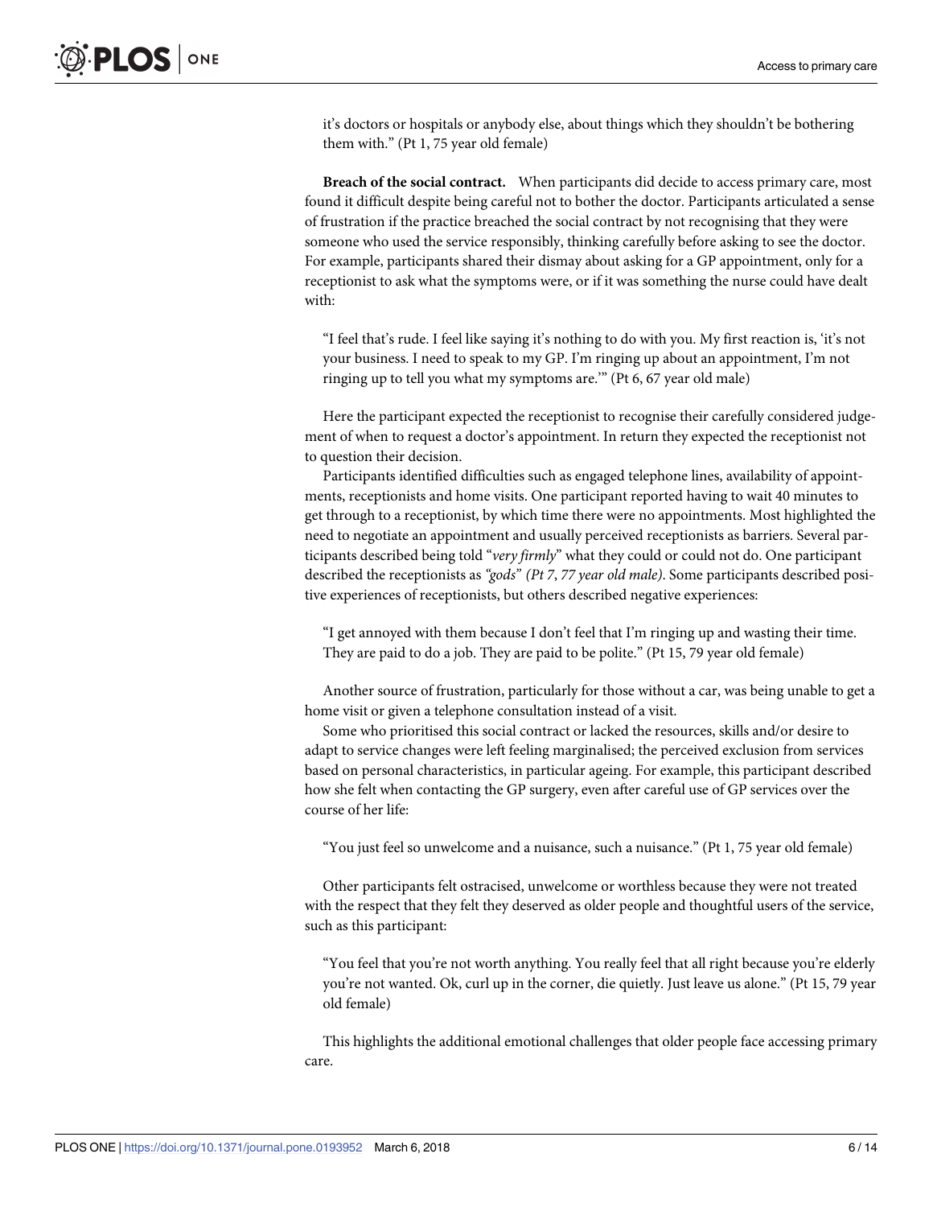it's doctors or hospitals or anybody else, about things which they shouldn't be bothering them with." (Pt 1, 75 year old female)

**Breach of the social contract.** When participants did decide to access primary care, most found it difficult despite being careful not to bother the doctor. Participants articulated a sense of frustration if the practice breached the social contract by not recognising that they were someone who used the service responsibly, thinking carefully before asking to see the doctor. For example, participants shared their dismay about asking for a GP appointment, only for a receptionist to ask what the symptoms were, or if it was something the nurse could have dealt with:

> "I feel that's rude. I feel like saying it's nothing to do with you. My first reaction is, 'it's not your business. I need to speak to my GP. I'm ringing up about an appointment, I'm not ringing up to tell you what my symptoms are.'" (Pt 6, 67 year old male)

Here the participant expected the receptionist to recognise their carefully considered judgement of when to request a doctor's appointment. In return they expected the receptionist not to question their decision.

Participants identified difficulties such as engaged telephone lines, availability of appointments, receptionists and home visits. One participant reported having to wait 40 minutes to get through to a receptionist, by which time there were no appointments. Most highlighted the need to negotiate an appointment and usually perceived receptionists as barriers. Several participants described being told "*very firmly*" what they could or could not do. One participant described the receptionists as *"gods" (Pt 7, 77 year old male)*. Some participants described positive experiences of receptionists, but others described negative experiences:

> "I get annoyed with them because I don't feel that I'm ringing up and wasting their time. They are paid to do a job. They are paid to be polite." (Pt 15, 79 year old female)

Another source of frustration, particularly for those without a car, was being unable to get a home visit or given a telephone consultation instead of a visit.

Some who prioritised this social contract or lacked the resources, skills and/or desire to adapt to service changes were left feeling marginalised; the perceived exclusion from services based on personal characteristics, in particular ageing. For example, this participant described how she felt when contacting the GP surgery, even after careful use of GP services over the course of her life:

> "You just feel so unwelcome and a nuisance, such a nuisance." (Pt 1, 75 year old female)

Other participants felt ostracised, unwelcome or worthless because they were not treated with the respect that they felt they deserved as older people and thoughtful users of the service, such as this participant:

> "You feel that you're not worth anything. You really feel that all right because you're elderly you're not wanted. Ok, curl up in the corner, die quietly. Just leave us alone." (Pt 15, 79 year old female)

This highlights the additional emotional challenges that older people face accessing primary care.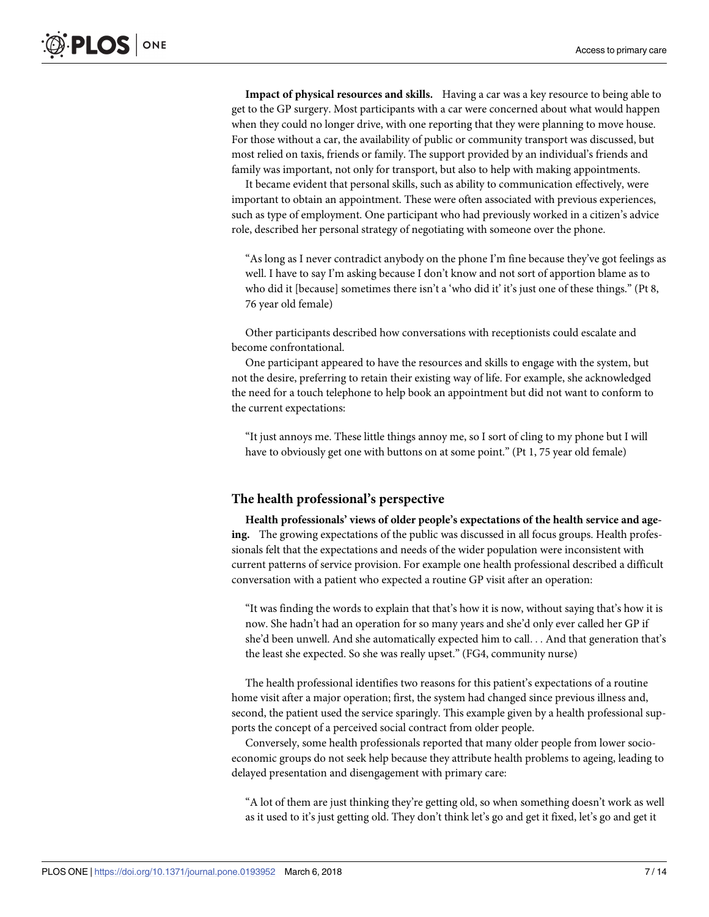**Impact of physical resources and skills.** Having a car was a key resource to being able to get to the GP surgery. Most participants with a car were concerned about what would happen when they could no longer drive, with one reporting that they were planning to move house. For those without a car, the availability of public or community transport was discussed, but most relied on taxis, friends or family. The support provided by an individual's friends and family was important, not only for transport, but also to help with making appointments.

It became evident that personal skills, such as ability to communication effectively, were important to obtain an appointment. These were often associated with previous experiences, such as type of employment. One participant who had previously worked in a citizen's advice role, described her personal strategy of negotiating with someone over the phone.

> "As long as I never contradict anybody on the phone I'm fine because they've got feelings as well. I have to say I'm asking because I don't know and not sort of apportion blame as to who did it [because] sometimes there isn't a 'who did it' it's just one of these things." (Pt 8, 76 year old female)

Other participants described how conversations with receptionists could escalate and become confrontational.

One participant appeared to have the resources and skills to engage with the system, but not the desire, preferring to retain their existing way of life. For example, she acknowledged the need for a touch telephone to help book an appointment but did not want to conform to the current expectations:

> "It just annoys me. These little things annoy me, so I sort of cling to my phone but I will have to obviously get one with buttons on at some point." (Pt 1, 75 year old female)

## The health professional's perspective

**Health professionals' views of older people's expectations of the health service and ageing.** The growing expectations of the public was discussed in all focus groups. Health professionals felt that the expectations and needs of the wider population were inconsistent with current patterns of service provision. For example one health professional described a difficult conversation with a patient who expected a routine GP visit after an operation:

> "It was finding the words to explain that that's how it is now, without saying that's how it is now. She hadn't had an operation for so many years and she'd only ever called her GP if she'd been unwell. And she automatically expected him to call. . . And that generation that's the least she expected. So she was really upset." (FG4, community nurse)

The health professional identifies two reasons for this patient's expectations of a routine home visit after a major operation; first, the system had changed since previous illness and, second, the patient used the service sparingly. This example given by a health professional supports the concept of a perceived social contract from older people.

Conversely, some health professionals reported that many older people from lower socio-economic groups do not seek help because they attribute health problems to ageing, leading to delayed presentation and disengagement with primary care:

> "A lot of them are just thinking they're getting old, so when something doesn't work as well as it used to it's just getting old. They don't think let's go and get it fixed, let's go and get it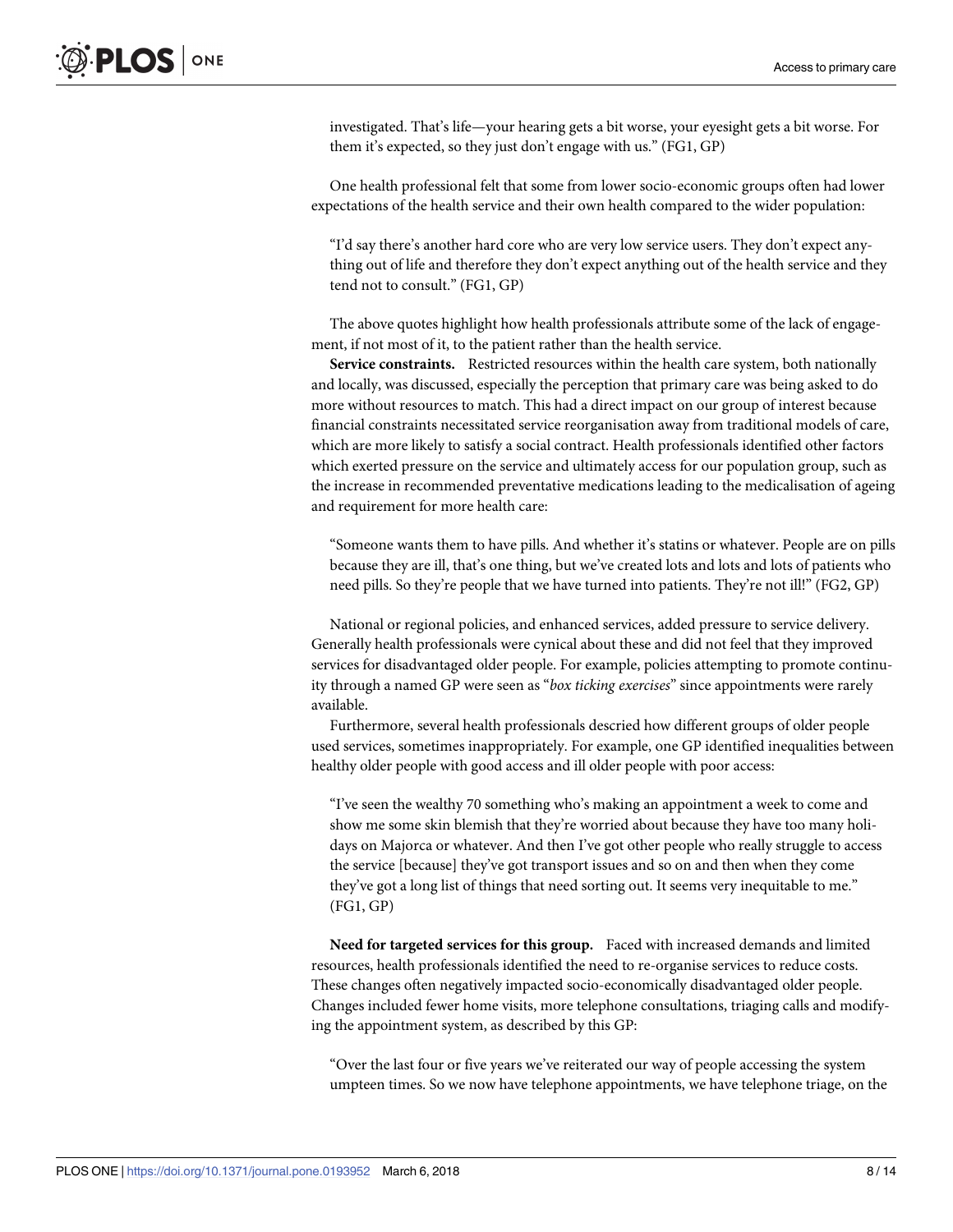investigated. That's life—your hearing gets a bit worse, your eyesight gets a bit worse. For them it's expected, so they just don't engage with us." (FG1, GP)

One health professional felt that some from lower socio-economic groups often had lower expectations of the health service and their own health compared to the wider population:

> "I'd say there's another hard core who are very low service users. They don't expect anything out of life and therefore they don't expect anything out of the health service and they tend not to consult." (FG1, GP)

The above quotes highlight how health professionals attribute some of the lack of engagement, if not most of it, to the patient rather than the health service.

**Service constraints.** Restricted resources within the health care system, both nationally and locally, was discussed, especially the perception that primary care was being asked to do more without resources to match. This had a direct impact on our group of interest because financial constraints necessitated service reorganisation away from traditional models of care, which are more likely to satisfy a social contract. Health professionals identified other factors which exerted pressure on the service and ultimately access for our population group, such as the increase in recommended preventative medications leading to the medicalisation of ageing and requirement for more health care:

> "Someone wants them to have pills. And whether it's statins or whatever. People are on pills because they are ill, that's one thing, but we've created lots and lots and lots of patients who need pills. So they're people that we have turned into patients. They're not ill!" (FG2, GP)

National or regional policies, and enhanced services, added pressure to service delivery. Generally health professionals were cynical about these and did not feel that they improved services for disadvantaged older people. For example, policies attempting to promote continuity through a named GP were seen as "*box ticking exercises*" since appointments were rarely available.

Furthermore, several health professionals descried how different groups of older people used services, sometimes inappropriately. For example, one GP identified inequalities between healthy older people with good access and ill older people with poor access:

> "I've seen the wealthy 70 something who's making an appointment a week to come and show me some skin blemish that they're worried about because they have too many holidays on Majorca or whatever. And then I've got other people who really struggle to access the service [because] they've got transport issues and so on and then when they come they've got a long list of things that need sorting out. It seems very inequitable to me." (FG1, GP)

**Need for targeted services for this group.** Faced with increased demands and limited resources, health professionals identified the need to re-organise services to reduce costs. These changes often negatively impacted socio-economically disadvantaged older people. Changes included fewer home visits, more telephone consultations, triaging calls and modifying the appointment system, as described by this GP:

> "Over the last four or five years we've reiterated our way of people accessing the system umpteen times. So we now have telephone appointments, we have telephone triage, on the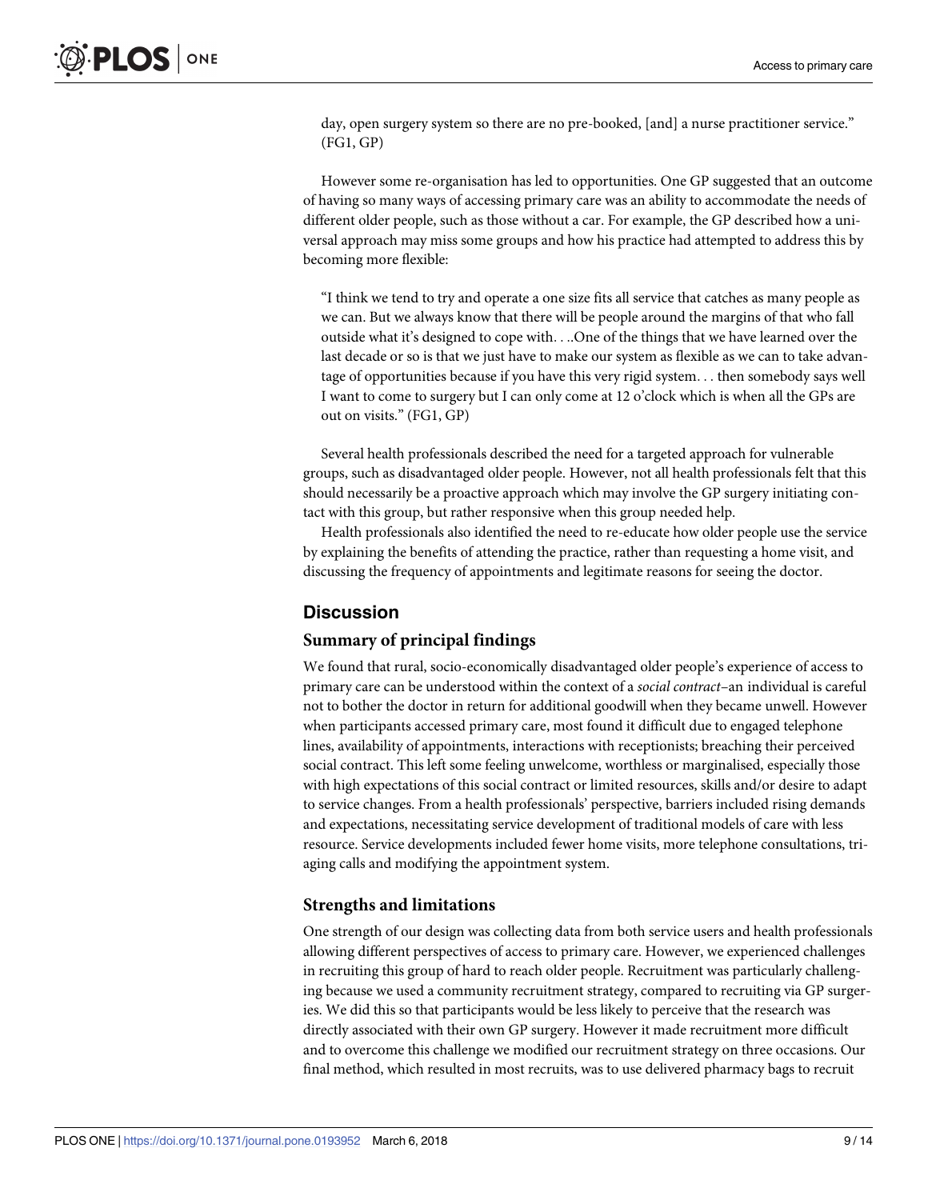day, open surgery system so there are no pre-booked, [and] a nurse practitioner service." (FG1, GP)

However some re-organisation has led to opportunities. One GP suggested that an outcome of having so many ways of accessing primary care was an ability to accommodate the needs of different older people, such as those without a car. For example, the GP described how a universal approach may miss some groups and how his practice had attempted to address this by becoming more flexible:

> "I think we tend to try and operate a one size fits all service that catches as many people as we can. But we always know that there will be people around the margins of that who fall outside what it's designed to cope with. . ..One of the things that we have learned over the last decade or so is that we just have to make our system as flexible as we can to take advantage of opportunities because if you have this very rigid system. . . then somebody says well I want to come to surgery but I can only come at 12 o'clock which is when all the GPs are out on visits." (FG1, GP)

Several health professionals described the need for a targeted approach for vulnerable groups, such as disadvantaged older people. However, not all health professionals felt that this should necessarily be a proactive approach which may involve the GP surgery initiating contact with this group, but rather responsive when this group needed help.

Health professionals also identified the need to re-educate how older people use the service by explaining the benefits of attending the practice, rather than requesting a home visit, and discussing the frequency of appointments and legitimate reasons for seeing the doctor.

## Discussion

### Summary of principal findings

We found that rural, socio-economically disadvantaged older people's experience of access to primary care can be understood within the context of a *social contract*–an individual is careful not to bother the doctor in return for additional goodwill when they became unwell. However when participants accessed primary care, most found it difficult due to engaged telephone lines, availability of appointments, interactions with receptionists; breaching their perceived social contract. This left some feeling unwelcome, worthless or marginalised, especially those with high expectations of this social contract or limited resources, skills and/or desire to adapt to service changes. From a health professionals' perspective, barriers included rising demands and expectations, necessitating service development of traditional models of care with less resource. Service developments included fewer home visits, more telephone consultations, triaging calls and modifying the appointment system.

### Strengths and limitations

One strength of our design was collecting data from both service users and health professionals allowing different perspectives of access to primary care. However, we experienced challenges in recruiting this group of hard to reach older people. Recruitment was particularly challenging because we used a community recruitment strategy, compared to recruiting via GP surgeries. We did this so that participants would be less likely to perceive that the research was directly associated with their own GP surgery. However it made recruitment more difficult and to overcome this challenge we modified our recruitment strategy on three occasions. Our final method, which resulted in most recruits, was to use delivered pharmacy bags to recruit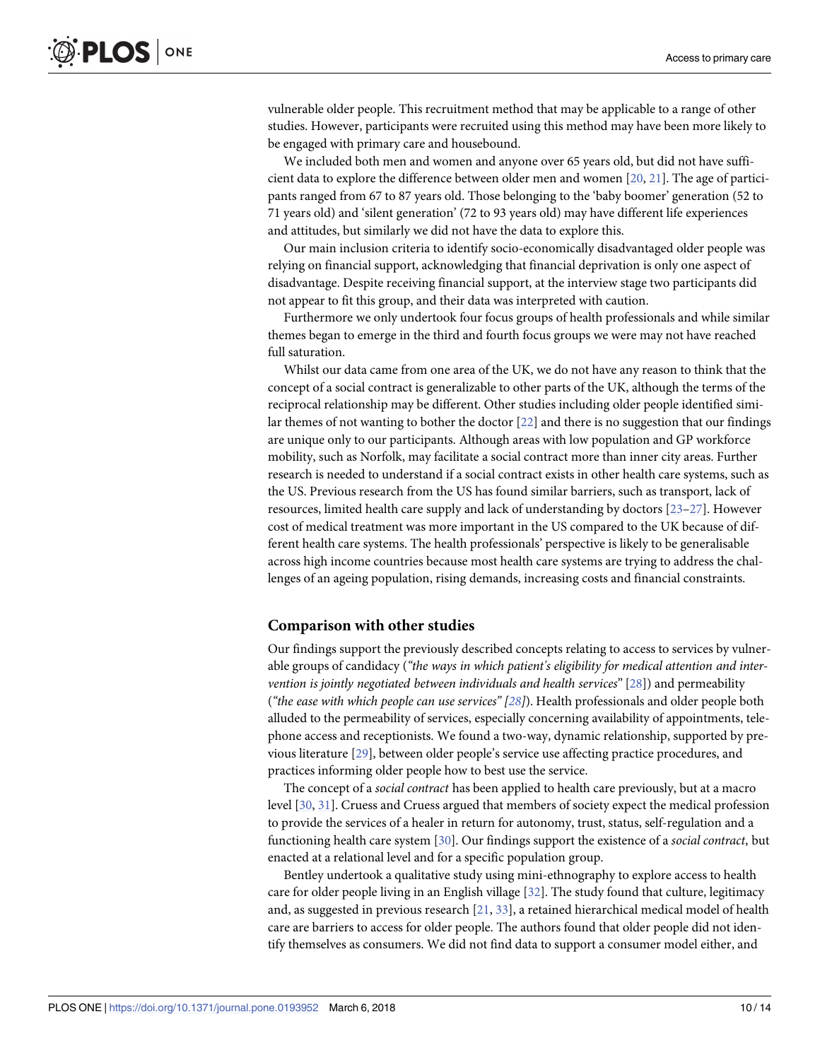vulnerable older people. This recruitment method that may be applicable to a range of other studies. However, participants were recruited using this method may have been more likely to be engaged with primary care and housebound.

We included both men and women and anyone over 65 years old, but did not have sufficient data to explore the difference between older men and women [20, 21]. The age of participants ranged from 67 to 87 years old. Those belonging to the 'baby boomer' generation (52 to 71 years old) and 'silent generation' (72 to 93 years old) may have different life experiences and attitudes, but similarly we did not have the data to explore this.

Our main inclusion criteria to identify socio-economically disadvantaged older people was relying on financial support, acknowledging that financial deprivation is only one aspect of disadvantage. Despite receiving financial support, at the interview stage two participants did not appear to fit this group, and their data was interpreted with caution.

Furthermore we only undertook four focus groups of health professionals and while similar themes began to emerge in the third and fourth focus groups we were may not have reached full saturation.

Whilst our data came from one area of the UK, we do not have any reason to think that the concept of a social contract is generalizable to other parts of the UK, although the terms of the reciprocal relationship may be different. Other studies including older people identified similar themes of not wanting to bother the doctor [22] and there is no suggestion that our findings are unique only to our participants. Although areas with low population and GP workforce mobility, such as Norfolk, may facilitate a social contract more than inner city areas. Further research is needed to understand if a social contract exists in other health care systems, such as the US. Previous research from the US has found similar barriers, such as transport, lack of resources, limited health care supply and lack of understanding by doctors [23–27]. However cost of medical treatment was more important in the US compared to the UK because of different health care systems. The health professionals' perspective is likely to be generalisable across high income countries because most health care systems are trying to address the challenges of an ageing population, rising demands, increasing costs and financial constraints.

## Comparison with other studies

Our findings support the previously described concepts relating to access to services by vulnerable groups of candidacy (*"the ways in which patient's eligibility for medical attention and intervention is jointly negotiated between individuals and health services"* [28]) and permeability (*"the ease with which people can use services" [28]*). Health professionals and older people both alluded to the permeability of services, especially concerning availability of appointments, telephone access and receptionists. We found a two-way, dynamic relationship, supported by previous literature [29], between older people's service use affecting practice procedures, and practices informing older people how to best use the service.

The concept of a *social contract* has been applied to health care previously, but at a macro level [30, 31]. Cruess and Cruess argued that members of society expect the medical profession to provide the services of a healer in return for autonomy, trust, status, self-regulation and a functioning health care system [30]. Our findings support the existence of a *social contract*, but enacted at a relational level and for a specific population group.

Bentley undertook a qualitative study using mini-ethnography to explore access to health care for older people living in an English village [32]. The study found that culture, legitimacy and, as suggested in previous research [21, 33], a retained hierarchical medical model of health care are barriers to access for older people. The authors found that older people did not identify themselves as consumers. We did not find data to support a consumer model either, and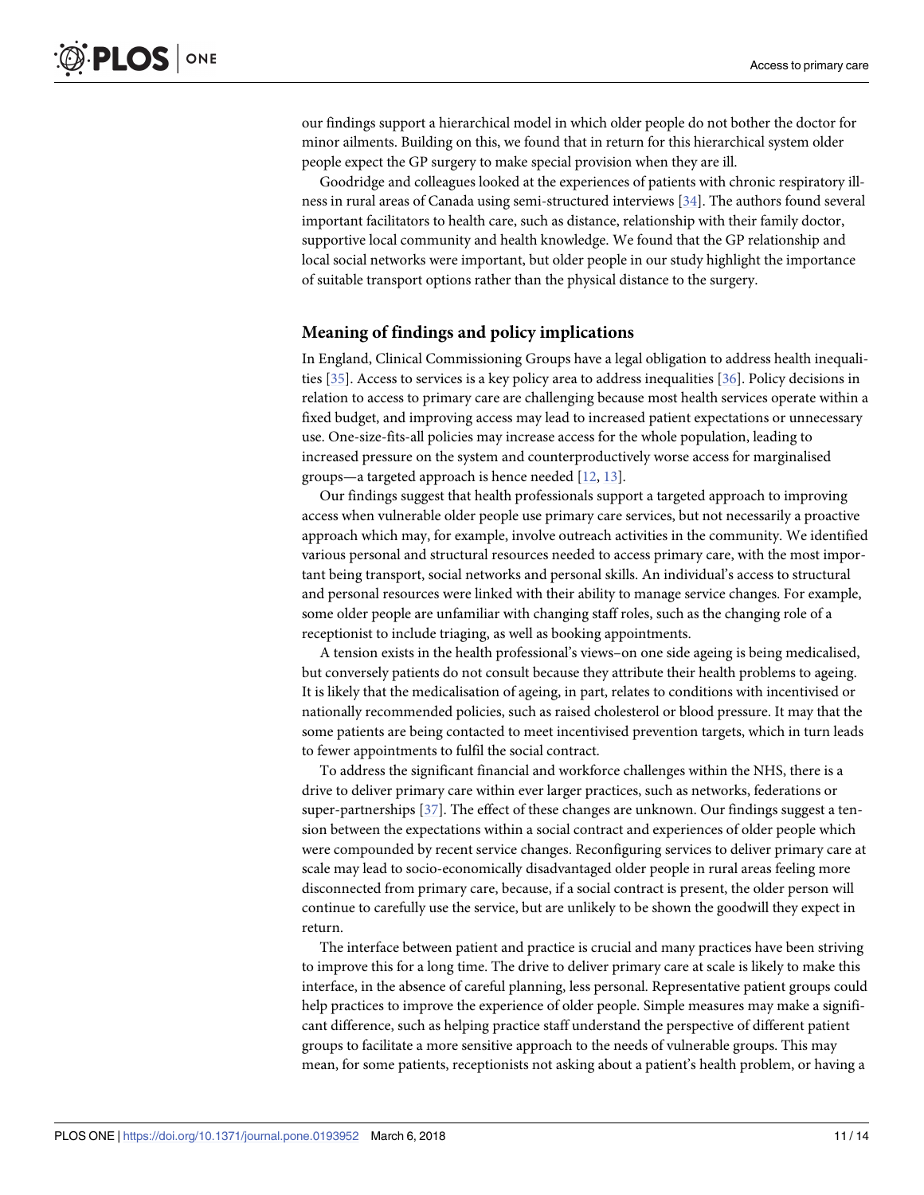our findings support a hierarchical model in which older people do not bother the doctor for minor ailments. Building on this, we found that in return for this hierarchical system older people expect the GP surgery to make special provision when they are ill.

Goodridge and colleagues looked at the experiences of patients with chronic respiratory illness in rural areas of Canada using semi-structured interviews [34]. The authors found several important facilitators to health care, such as distance, relationship with their family doctor, supportive local community and health knowledge. We found that the GP relationship and local social networks were important, but older people in our study highlight the importance of suitable transport options rather than the physical distance to the surgery.

## Meaning of findings and policy implications

In England, Clinical Commissioning Groups have a legal obligation to address health inequalities [35]. Access to services is a key policy area to address inequalities [36]. Policy decisions in relation to access to primary care are challenging because most health services operate within a fixed budget, and improving access may lead to increased patient expectations or unnecessary use. One-size-fits-all policies may increase access for the whole population, leading to increased pressure on the system and counterproductively worse access for marginalised groups—a targeted approach is hence needed [12, 13].

Our findings suggest that health professionals support a targeted approach to improving access when vulnerable older people use primary care services, but not necessarily a proactive approach which may, for example, involve outreach activities in the community. We identified various personal and structural resources needed to access primary care, with the most important being transport, social networks and personal skills. An individual's access to structural and personal resources were linked with their ability to manage service changes. For example, some older people are unfamiliar with changing staff roles, such as the changing role of a receptionist to include triaging, as well as booking appointments.

A tension exists in the health professional's views–on one side ageing is being medicalised, but conversely patients do not consult because they attribute their health problems to ageing. It is likely that the medicalisation of ageing, in part, relates to conditions with incentivised or nationally recommended policies, such as raised cholesterol or blood pressure. It may that the some patients are being contacted to meet incentivised prevention targets, which in turn leads to fewer appointments to fulfil the social contract.

To address the significant financial and workforce challenges within the NHS, there is a drive to deliver primary care within ever larger practices, such as networks, federations or super-partnerships [37]. The effect of these changes are unknown. Our findings suggest a tension between the expectations within a social contract and experiences of older people which were compounded by recent service changes. Reconfiguring services to deliver primary care at scale may lead to socio-economically disadvantaged older people in rural areas feeling more disconnected from primary care, because, if a social contract is present, the older person will continue to carefully use the service, but are unlikely to be shown the goodwill they expect in return.

The interface between patient and practice is crucial and many practices have been striving to improve this for a long time. The drive to deliver primary care at scale is likely to make this interface, in the absence of careful planning, less personal. Representative patient groups could help practices to improve the experience of older people. Simple measures may make a significant difference, such as helping practice staff understand the perspective of different patient groups to facilitate a more sensitive approach to the needs of vulnerable groups. This may mean, for some patients, receptionists not asking about a patient's health problem, or having a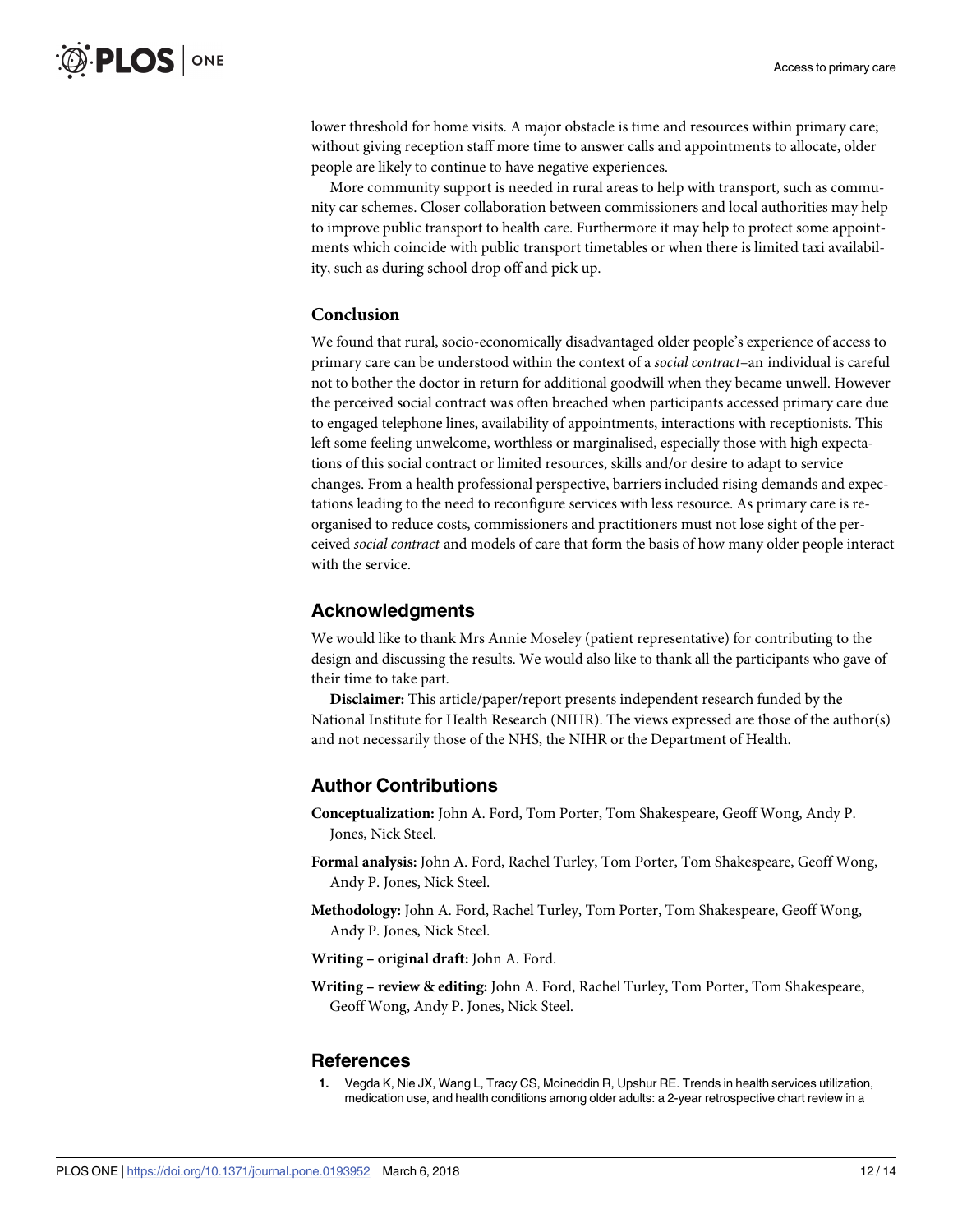lower threshold for home visits. A major obstacle is time and resources within primary care; without giving reception staff more time to answer calls and appointments to allocate, older people are likely to continue to have negative experiences.

More community support is needed in rural areas to help with transport, such as community car schemes. Closer collaboration between commissioners and local authorities may help to improve public transport to health care. Furthermore it may help to protect some appointments which coincide with public transport timetables or when there is limited taxi availability, such as during school drop off and pick up.

## Conclusion

We found that rural, socio-economically disadvantaged older people's experience of access to primary care can be understood within the context of a *social contract*–an individual is careful not to bother the doctor in return for additional goodwill when they became unwell. However the perceived social contract was often breached when participants accessed primary care due to engaged telephone lines, availability of appointments, interactions with receptionists. This left some feeling unwelcome, worthless or marginalised, especially those with high expectations of this social contract or limited resources, skills and/or desire to adapt to service changes. From a health professional perspective, barriers included rising demands and expectations leading to the need to reconfigure services with less resource. As primary care is re-organised to reduce costs, commissioners and practitioners must not lose sight of the perceived *social contract* and models of care that form the basis of how many older people interact with the service.

## Acknowledgments

We would like to thank Mrs Annie Moseley (patient representative) for contributing to the design and discussing the results. We would also like to thank all the participants who gave of their time to take part.

**Disclaimer:** This article/paper/report presents independent research funded by the National Institute for Health Research (NIHR). The views expressed are those of the author(s) and not necessarily those of the NHS, the NIHR or the Department of Health.

## Author Contributions

**Conceptualization:** John A. Ford, Tom Porter, Tom Shakespeare, Geoff Wong, Andy P. Jones, Nick Steel.

**Formal analysis:** John A. Ford, Rachel Turley, Tom Porter, Tom Shakespeare, Geoff Wong, Andy P. Jones, Nick Steel.

**Methodology:** John A. Ford, Rachel Turley, Tom Porter, Tom Shakespeare, Geoff Wong, Andy P. Jones, Nick Steel.

**Writing – original draft:** John A. Ford.

**Writing – review & editing:** John A. Ford, Rachel Turley, Tom Porter, Tom Shakespeare, Geoff Wong, Andy P. Jones, Nick Steel.

## References

1. Vegda K, Nie JX, Wang L, Tracy CS, Moineddin R, Upshur RE. Trends in health services utilization, medication use, and health conditions among older adults: a 2-year retrospective chart review in a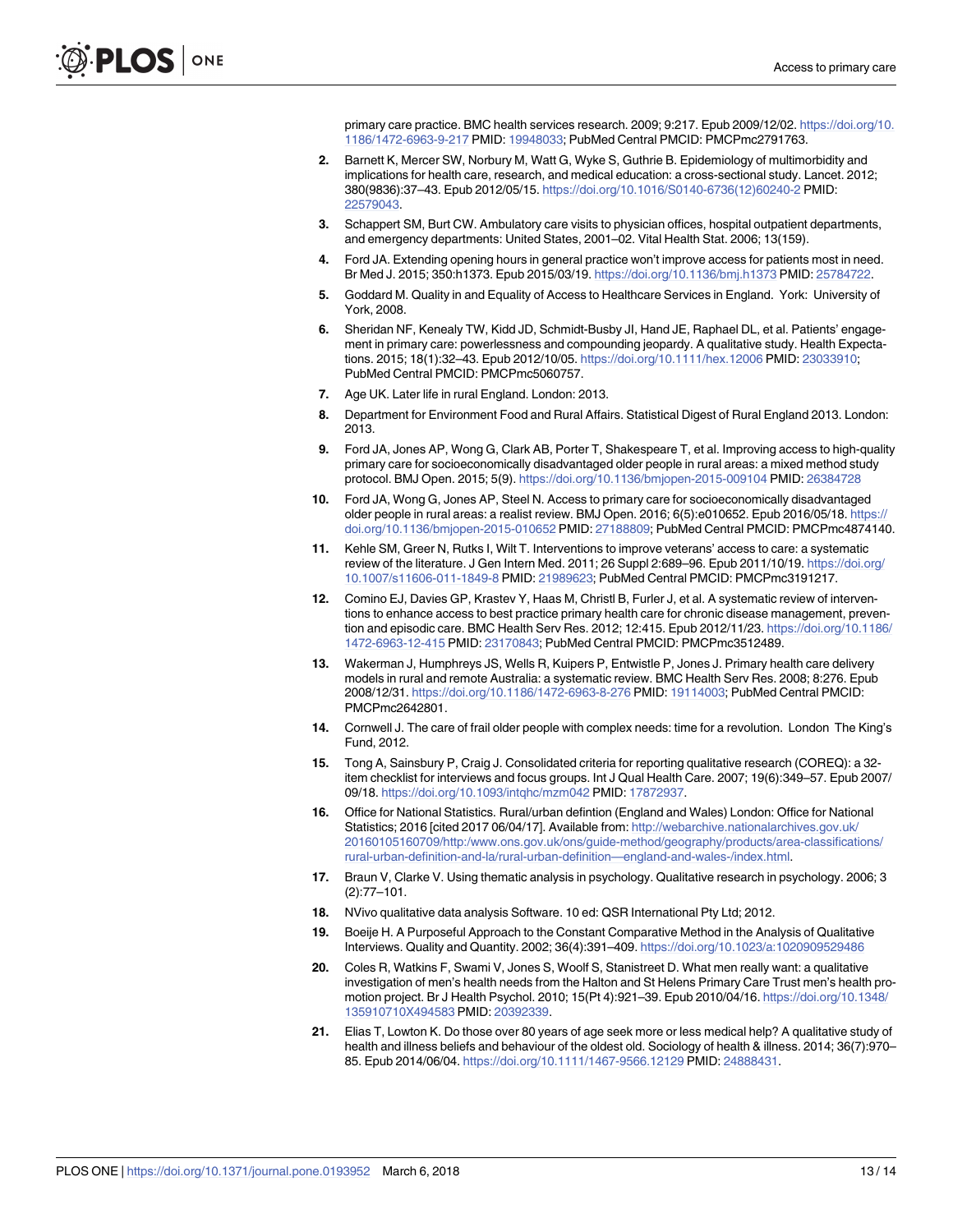primary care practice. BMC health services research. 2009; 9:217. Epub 2009/12/02. https://doi.org/10.1186/1472-6963-9-217 PMID: 19948033; PubMed Central PMCID: PMCPmc2791763.

2. Barnett K, Mercer SW, Norbury M, Watt G, Wyke S, Guthrie B. Epidemiology of multimorbidity and implications for health care, research, and medical education: a cross-sectional study. Lancet. 2012; 380(9836):37–43. Epub 2012/05/15. https://doi.org/10.1016/S0140-6736(12)60240-2 PMID: 22579043.

3. Schappert SM, Burt CW. Ambulatory care visits to physician offices, hospital outpatient departments, and emergency departments: United States, 2001–02. Vital Health Stat. 2006; 13(159).

4. Ford JA. Extending opening hours in general practice won't improve access for patients most in need. Br Med J. 2015; 350:h1373. Epub 2015/03/19. https://doi.org/10.1136/bmj.h1373 PMID: 25784722.

5. Goddard M. Quality in and Equality of Access to Healthcare Services in England. York: University of York, 2008.

6. Sheridan NF, Kenealy TW, Kidd JD, Schmidt-Busby JI, Hand JE, Raphael DL, et al. Patients' engagement in primary care: powerlessness and compounding jeopardy. A qualitative study. Health Expectations. 2015; 18(1):32–43. Epub 2012/10/05. https://doi.org/10.1111/hex.12006 PMID: 23033910; PubMed Central PMCID: PMCPmc5060757.

7. Age UK. Later life in rural England. London: 2013.

8. Department for Environment Food and Rural Affairs. Statistical Digest of Rural England 2013. London: 2013.

9. Ford JA, Jones AP, Wong G, Clark AB, Porter T, Shakespeare T, et al. Improving access to high-quality primary care for socioeconomically disadvantaged older people in rural areas: a mixed method study protocol. BMJ Open. 2015; 5(9). https://doi.org/10.1136/bmjopen-2015-009104 PMID: 26384728

10. Ford JA, Wong G, Jones AP, Steel N. Access to primary care for socioeconomically disadvantaged older people in rural areas: a realist review. BMJ Open. 2016; 6(5):e010652. Epub 2016/05/18. https://doi.org/10.1136/bmjopen-2015-010652 PMID: 27188809; PubMed Central PMCID: PMCPmc4874140.

11. Kehle SM, Greer N, Rutks I, Wilt T. Interventions to improve veterans' access to care: a systematic review of the literature. J Gen Intern Med. 2011; 26 Suppl 2:689–96. Epub 2011/10/19. https://doi.org/10.1007/s11606-011-1849-8 PMID: 21989623; PubMed Central PMCID: PMCPmc3191217.

12. Comino EJ, Davies GP, Krastev Y, Haas M, Christl B, Furler J, et al. A systematic review of interventions to enhance access to best practice primary health care for chronic disease management, prevention and episodic care. BMC Health Serv Res. 2012; 12:415. Epub 2012/11/23. https://doi.org/10.1186/1472-6963-12-415 PMID: 23170843; PubMed Central PMCID: PMCPmc3512489.

13. Wakerman J, Humphreys JS, Wells R, Kuipers P, Entwistle P, Jones J. Primary health care delivery models in rural and remote Australia: a systematic review. BMC Health Serv Res. 2008; 8:276. Epub 2008/12/31. https://doi.org/10.1186/1472-6963-8-276 PMID: 19114003; PubMed Central PMCID: PMCPmc2642801.

14. Cornwell J. The care of frail older people with complex needs: time for a revolution. London The King's Fund, 2012.

15. Tong A, Sainsbury P, Craig J. Consolidated criteria for reporting qualitative research (COREQ): a 32-item checklist for interviews and focus groups. Int J Qual Health Care. 2007; 19(6):349–57. Epub 2007/09/18. https://doi.org/10.1093/intqhc/mzm042 PMID: 17872937.

16. Office for National Statistics. Rural/urban defintion (England and Wales) London: Office for National Statistics; 2016 [cited 2017 06/04/17]. Available from: http://webarchive.nationalarchives.gov.uk/20160105160709/http:/www.ons.gov.uk/ons/guide-method/geography/products/area-classifications/rural-urban-definition-and-la/rural-urban-definition—england-and-wales-/index.html.

17. Braun V, Clarke V. Using thematic analysis in psychology. Qualitative research in psychology. 2006; 3 (2):77–101.

18. NVivo qualitative data analysis Software. 10 ed: QSR International Pty Ltd; 2012.

19. Boeije H. A Purposeful Approach to the Constant Comparative Method in the Analysis of Qualitative Interviews. Quality and Quantity. 2002; 36(4):391–409. https://doi.org/10.1023/a:1020909529486

20. Coles R, Watkins F, Swami V, Jones S, Woolf S, Stanistreet D. What men really want: a qualitative investigation of men's health needs from the Halton and St Helens Primary Care Trust men's health promotion project. Br J Health Psychol. 2010; 15(Pt 4):921–39. Epub 2010/04/16. https://doi.org/10.1348/135910710X494583 PMID: 20392339.

21. Elias T, Lowton K. Do those over 80 years of age seek more or less medical help? A qualitative study of health and illness beliefs and behaviour of the oldest old. Sociology of health & illness. 2014; 36(7):970–85. Epub 2014/06/04. https://doi.org/10.1111/1467-9566.12129 PMID: 24888431.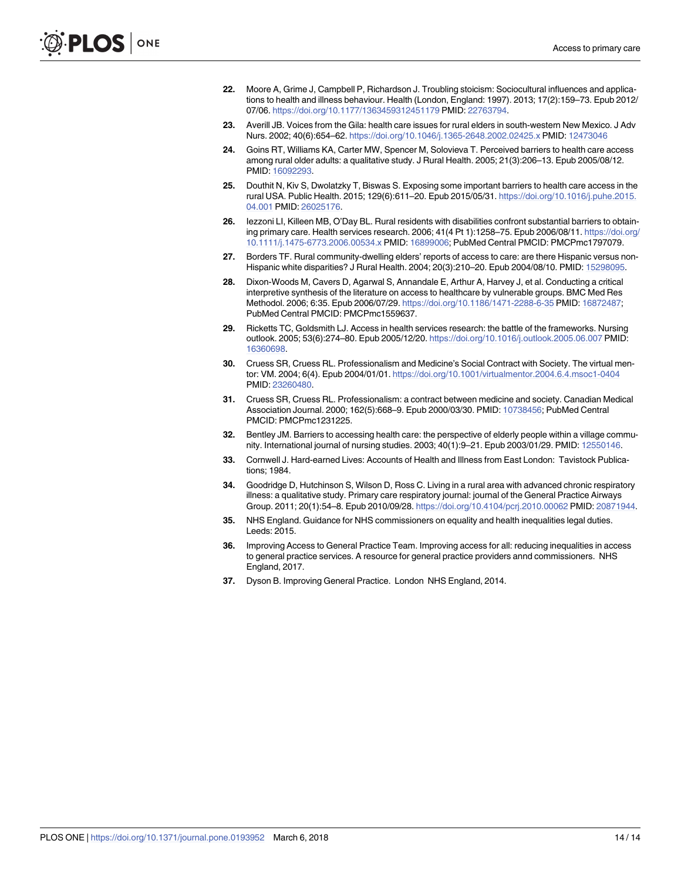22. Moore A, Grime J, Campbell P, Richardson J. Troubling stoicism: Sociocultural influences and applications to health and illness behaviour. Health (London, England: 1997). 2013; 17(2):159–73. Epub 2012/07/06. https://doi.org/10.1177/1363459312451179 PMID: 22763794.
23. Averill JB. Voices from the Gila: health care issues for rural elders in south-western New Mexico. J Adv Nurs. 2002; 40(6):654–62. https://doi.org/10.1046/j.1365-2648.2002.02425.x PMID: 12473046
24. Goins RT, Williams KA, Carter MW, Spencer M, Solovieva T. Perceived barriers to health care access among rural older adults: a qualitative study. J Rural Health. 2005; 21(3):206–13. Epub 2005/08/12. PMID: 16092293.
25. Douthit N, Kiv S, Dwolatzky T, Biswas S. Exposing some important barriers to health care access in the rural USA. Public Health. 2015; 129(6):611–20. Epub 2015/05/31. https://doi.org/10.1016/j.puhe.2015.04.001 PMID: 26025176.
26. Iezzoni LI, Killeen MB, O'Day BL. Rural residents with disabilities confront substantial barriers to obtaining primary care. Health services research. 2006; 41(4 Pt 1):1258–75. Epub 2006/08/11. https://doi.org/10.1111/j.1475-6773.2006.00534.x PMID: 16899006; PubMed Central PMCID: PMCPmc1797079.
27. Borders TF. Rural community-dwelling elders' reports of access to care: are there Hispanic versus non-Hispanic white disparities? J Rural Health. 2004; 20(3):210–20. Epub 2004/08/10. PMID: 15298095.
28. Dixon-Woods M, Cavers D, Agarwal S, Annandale E, Arthur A, Harvey J, et al. Conducting a critical interpretive synthesis of the literature on access to healthcare by vulnerable groups. BMC Med Res Methodol. 2006; 6:35. Epub 2006/07/29. https://doi.org/10.1186/1471-2288-6-35 PMID: 16872487; PubMed Central PMCID: PMCPmc1559637.
29. Ricketts TC, Goldsmith LJ. Access in health services research: the battle of the frameworks. Nursing outlook. 2005; 53(6):274–80. Epub 2005/12/20. https://doi.org/10.1016/j.outlook.2005.06.007 PMID: 16360698.
30. Cruess SR, Cruess RL. Professionalism and Medicine's Social Contract with Society. The virtual mentor: VM. 2004; 6(4). Epub 2004/01/01. https://doi.org/10.1001/virtualmentor.2004.6.4.msoc1-0404 PMID: 23260480.
31. Cruess SR, Cruess RL. Professionalism: a contract between medicine and society. Canadian Medical Association Journal. 2000; 162(5):668–9. Epub 2000/03/30. PMID: 10738456; PubMed Central PMCID: PMCPmc1231225.
32. Bentley JM. Barriers to accessing health care: the perspective of elderly people within a village community. International journal of nursing studies. 2003; 40(1):9–21. Epub 2003/01/29. PMID: 12550146.
33. Cornwell J. Hard-earned Lives: Accounts of Health and Illness from East London: Tavistock Publications; 1984.
34. Goodridge D, Hutchinson S, Wilson D, Ross C. Living in a rural area with advanced chronic respiratory illness: a qualitative study. Primary care respiratory journal: journal of the General Practice Airways Group. 2011; 20(1):54–8. Epub 2010/09/28. https://doi.org/10.4104/pcrj.2010.00062 PMID: 20871944.
35. NHS England. Guidance for NHS commissioners on equality and health inequalities legal duties. Leeds: 2015.
36. Improving Access to General Practice Team. Improving access for all: reducing inequalities in access to general practice services. A resource for general practice providers annd commissioners. NHS England, 2017.
37. Dyson B. Improving General Practice. London NHS England, 2014.